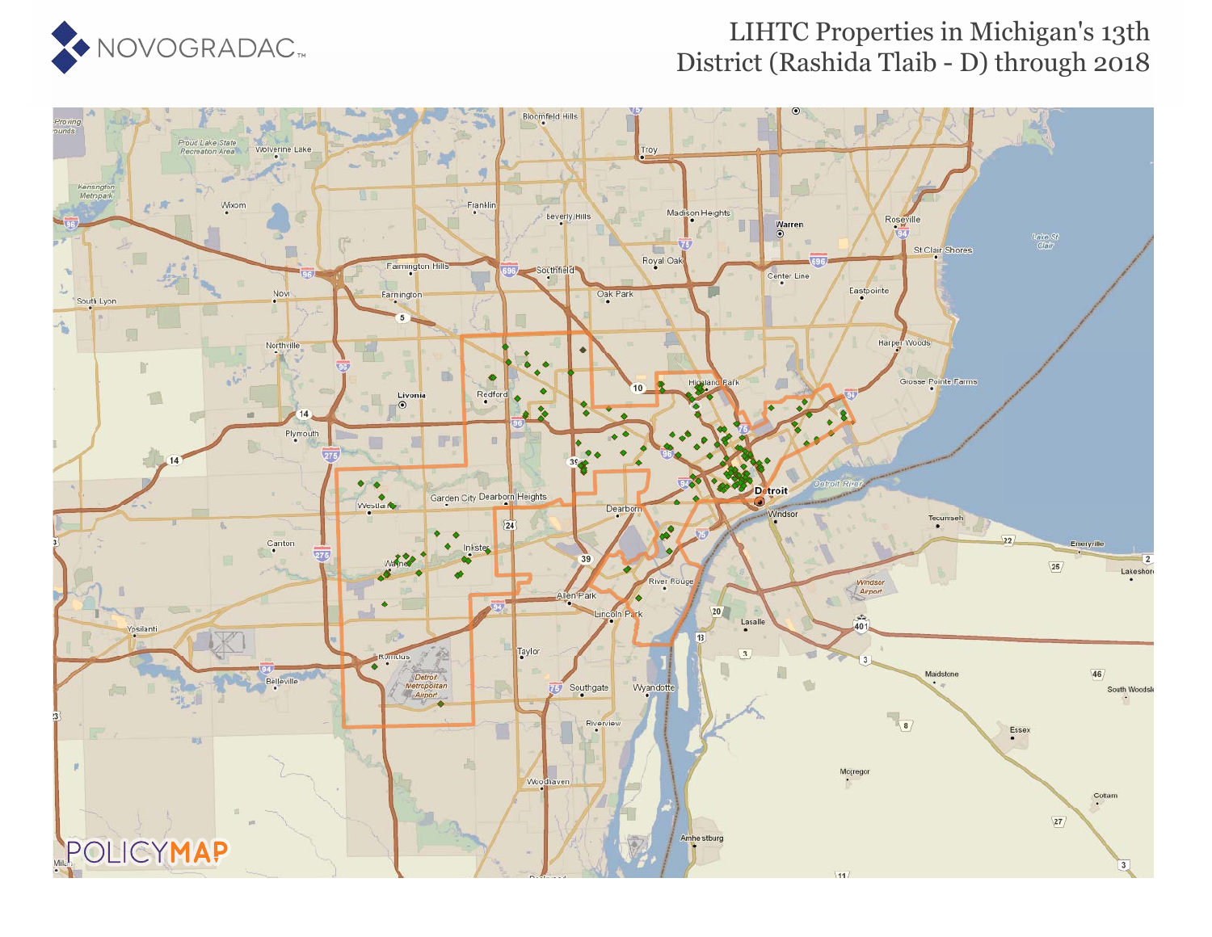# LIHTC Properties in Michigan's 13th District (Rashida Tlaib - D) through 2018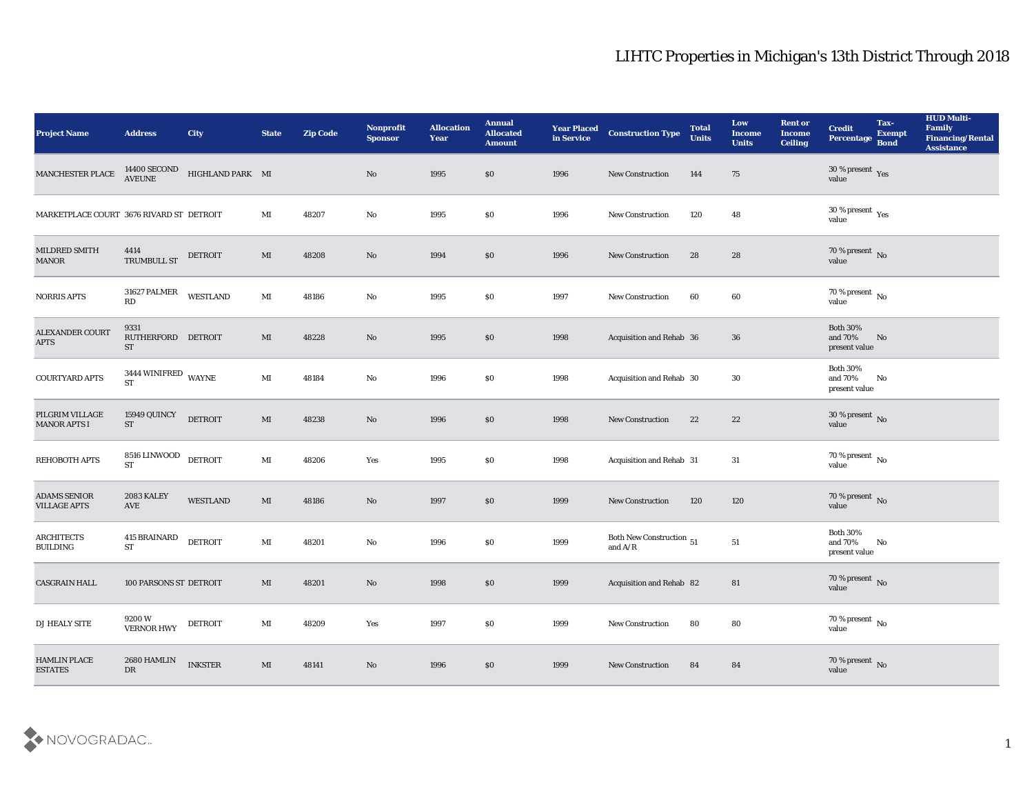# LIHTC Properties in Michigan's 13th District Through 2018

| Project Name | Address | City | State | Zip Code | Nonprofit Sponsor | Allocation Year | Annual Allocated Amount | Year Placed in Service | Construction Type | Total Units | Low Income Units | Rent or Income Ceiling | Credit Percentage | Tax-Exempt Bond | HUD Multi-Family Financing/Rental Assistance |
|---|---|---|---|---|---|---|---|---|---|---|---|---|---|---|---|
| MANCHESTER PLACE | 14400 SECOND AVEUNE | HIGHLAND PARK | MI | | No | 1995 | $0 | 1996 | New Construction | 144 | 75 | | 30 % present value | Yes | |
| MARKETPLACE COURT | 3676 RIVARD ST | DETROIT | MI | 48207 | No | 1995 | $0 | 1996 | New Construction | 120 | 48 | | 30 % present value | Yes | |
| MILDRED SMITH MANOR | 4414 TRUMBULL ST | DETROIT | MI | 48208 | No | 1994 | $0 | 1996 | New Construction | 28 | 28 | | 70 % present value | No | |
| NORRIS APTS | 31627 PALMER RD | WESTLAND | MI | 48186 | No | 1995 | $0 | 1997 | New Construction | 60 | 60 | | 70 % present value | No | |
| ALEXANDER COURT APTS | 9331 RUTHERFORD ST | DETROIT | MI | 48228 | No | 1995 | $0 | 1998 | Acquisition and Rehab | 36 | 36 | | Both 30% and 70% present value | No | |
| COURTYARD APTS | 3444 WINIFRED ST | WAYNE | MI | 48184 | No | 1996 | $0 | 1998 | Acquisition and Rehab | 30 | 30 | | Both 30% and 70% present value | No | |
| PILGRIM VILLAGE MANOR APTS I | 15949 QUINCY ST | DETROIT | MI | 48238 | No | 1996 | $0 | 1998 | New Construction | 22 | 22 | | 30 % present value | No | |
| REHOBOTH APTS | 8516 LINWOOD ST | DETROIT | MI | 48206 | Yes | 1995 | $0 | 1998 | Acquisition and Rehab | 31 | 31 | | 70 % present value | No | |
| ADAMS SENIOR VILLAGE APTS | 2083 KALEY AVE | WESTLAND | MI | 48186 | No | 1997 | $0 | 1999 | New Construction | 120 | 120 | | 70 % present value | No | |
| ARCHITECTS BUILDING | 415 BRAINARD ST | DETROIT | MI | 48201 | No | 1996 | $0 | 1999 | Both New Construction and A/R | 51 | 51 | | Both 30% and 70% present value | No | |
| CASGRAIN HALL | 100 PARSONS ST | DETROIT | MI | 48201 | No | 1998 | $0 | 1999 | Acquisition and Rehab | 82 | 81 | | 70 % present value | No | |
| DJ HEALY SITE | 9200 W VERNOR HWY | DETROIT | MI | 48209 | Yes | 1997 | $0 | 1999 | New Construction | 80 | 80 | | 70 % present value | No | |
| HAMLIN PLACE ESTATES | 2680 HAMLIN DR | INKSTER | MI | 48141 | No | 1996 | $0 | 1999 | New Construction | 84 | 84 | | 70 % present value | No | |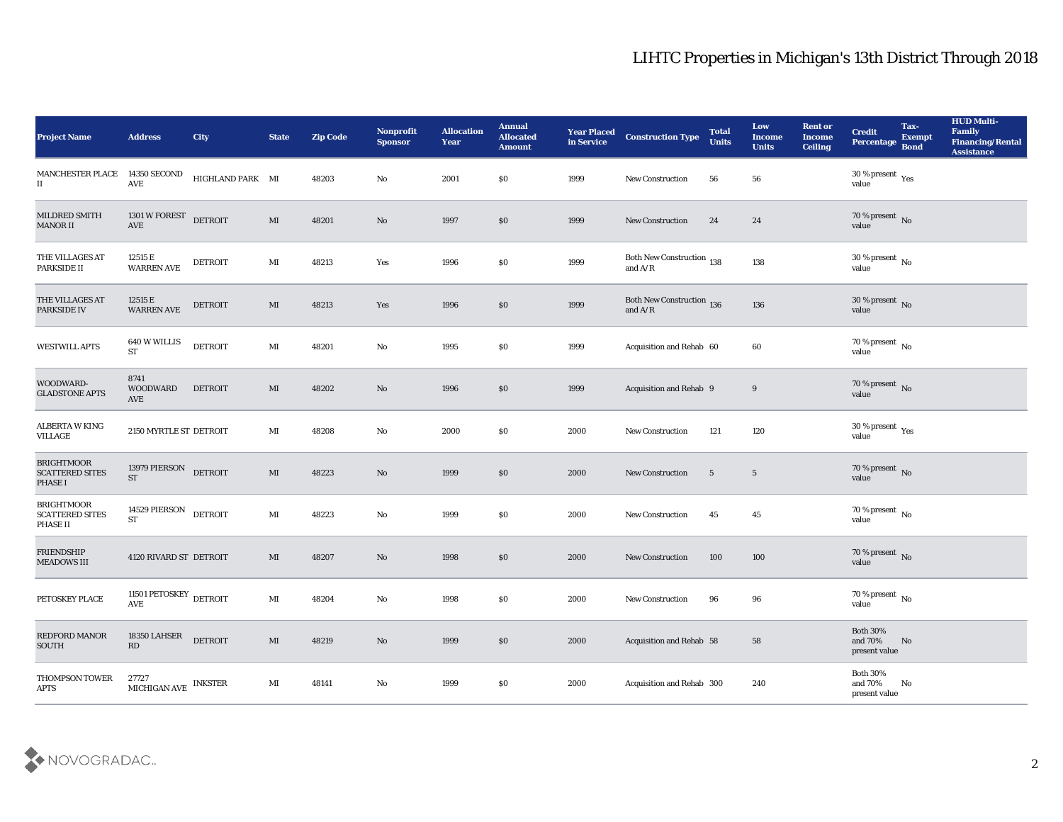# LIHTC Properties in Michigan's 13th District Through 2018

| Project Name | Address | City | State | Zip Code | Nonprofit Sponsor | Allocation Year | Annual Allocated Amount | Year Placed in Service | Construction Type | Total Units | Low Income Units | Rent or Income Ceiling | Credit Percentage | Tax-Exempt Bond | HUD Multi-Family Financing/Rental Assistance |
|---|---|---|---|---|---|---|---|---|---|---|---|---|---|---|---|
| MANCHESTER PLACE II | 14350 SECOND AVE | HIGHLAND PARK | MI | 48203 | No | 2001 | $0 | 1999 | New Construction | 56 | 56 | | 30 % present value | Yes | |
| MILDRED SMITH MANOR II | 1301 W FOREST AVE | DETROIT | MI | 48201 | No | 1997 | $0 | 1999 | New Construction | 24 | 24 | | 70 % present value | No | |
| THE VILLAGES AT PARKSIDE II | 12515 E WARREN AVE | DETROIT | MI | 48213 | Yes | 1996 | $0 | 1999 | Both New Construction and A/R | 138 | 138 | | 30 % present value | No | |
| THE VILLAGES AT PARKSIDE IV | 12515 E WARREN AVE | DETROIT | MI | 48213 | Yes | 1996 | $0 | 1999 | Both New Construction and A/R | 136 | 136 | | 30 % present value | No | |
| WESTWILL APTS | 640 W WILLIS ST | DETROIT | MI | 48201 | No | 1995 | $0 | 1999 | Acquisition and Rehab | 60 | 60 | | 70 % present value | No | |
| WOODWARD-GLADSTONE APTS | 8741 WOODWARD AVE | DETROIT | MI | 48202 | No | 1996 | $0 | 1999 | Acquisition and Rehab | 9 | 9 | | 70 % present value | No | |
| ALBERTA W KING VILLAGE | 2150 MYRTLE ST | DETROIT | MI | 48208 | No | 2000 | $0 | 2000 | New Construction | 121 | 120 | | 30 % present value | Yes | |
| BRIGHTMOOR SCATTERED SITES PHASE I | 13979 PIERSON ST | DETROIT | MI | 48223 | No | 1999 | $0 | 2000 | New Construction | 5 | 5 | | 70 % present value | No | |
| BRIGHTMOOR SCATTERED SITES PHASE II | 14529 PIERSON ST | DETROIT | MI | 48223 | No | 1999 | $0 | 2000 | New Construction | 45 | 45 | | 70 % present value | No | |
| FRIENDSHIP MEADOWS III | 4120 RIVARD ST | DETROIT | MI | 48207 | No | 1998 | $0 | 2000 | New Construction | 100 | 100 | | 70 % present value | No | |
| PETOSKEY PLACE | 11501 PETOSKEY AVE | DETROIT | MI | 48204 | No | 1998 | $0 | 2000 | New Construction | 96 | 96 | | 70 % present value | No | |
| REDFORD MANOR SOUTH | 18350 LAHSER RD | DETROIT | MI | 48219 | No | 1999 | $0 | 2000 | Acquisition and Rehab | 58 | 58 | | Both 30% and 70% present value | No | |
| THOMPSON TOWER APTS | 27727 MICHIGAN AVE | INKSTER | MI | 48141 | No | 1999 | $0 | 2000 | Acquisition and Rehab | 300 | 240 | | Both 30% and 70% present value | No | |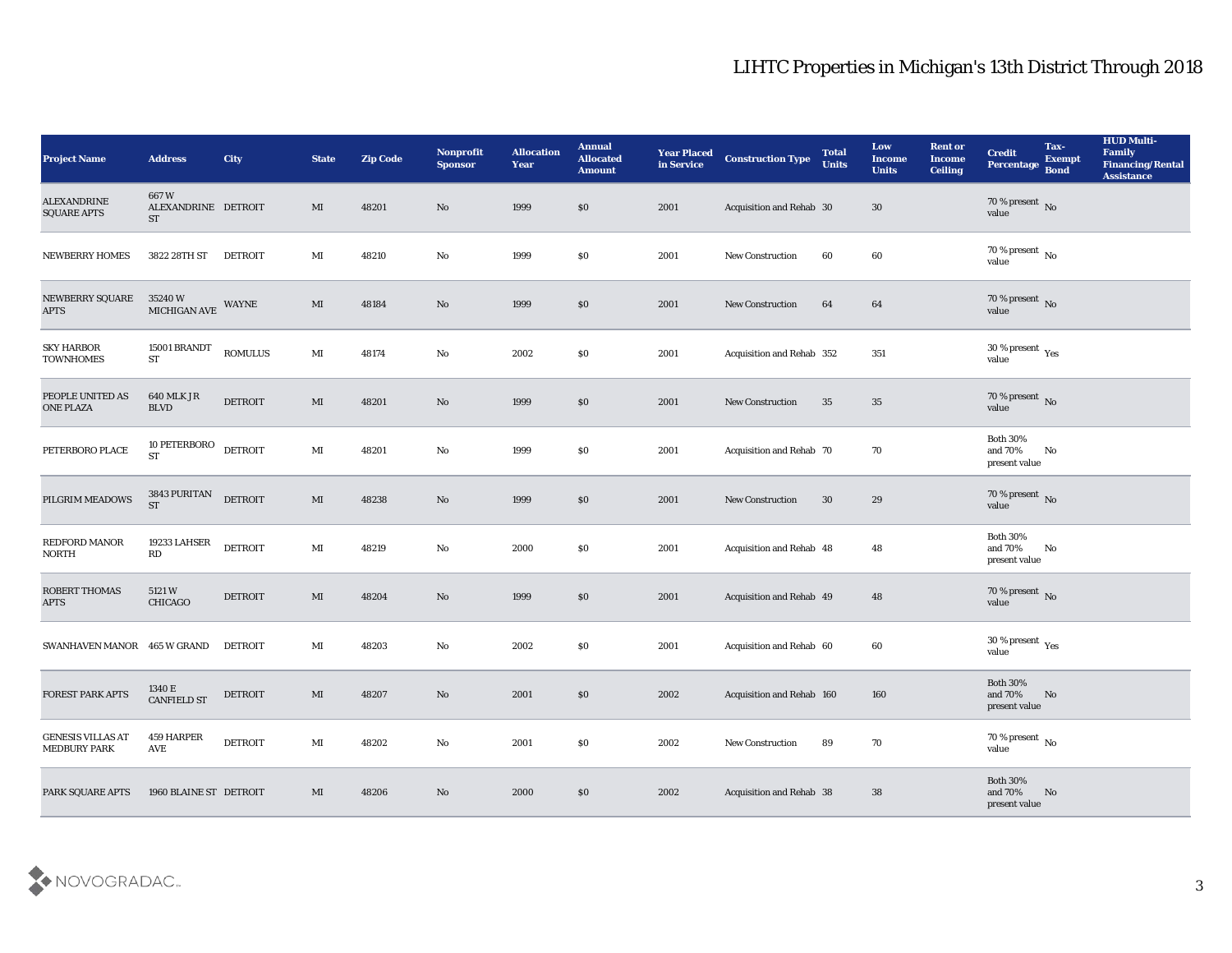# LIHTC Properties in Michigan's 13th District Through 2018

| Project Name | Address | City | State | Zip Code | Nonprofit Sponsor | Allocation Year | Annual Allocated Amount | Year Placed in Service | Construction Type | Total Units | Low Income Units | Rent or Income Ceiling | Credit Percentage | Tax-Exempt Bond | HUD Multi-Family Financing/Rental Assistance |
|---|---|---|---|---|---|---|---|---|---|---|---|---|---|---|---|
| ALEXANDRINE SQUARE APTS | 667 W ALEXANDRINE ST | DETROIT | MI | 48201 | No | 1999 | $0 | 2001 | Acquisition and Rehab | 30 | 30 | | 70 % present value | No | |
| NEWBERRY HOMES | 3822 28TH ST | DETROIT | MI | 48210 | No | 1999 | $0 | 2001 | New Construction | 60 | 60 | | 70 % present value | No | |
| NEWBERRY SQUARE APTS | 35240 W MICHIGAN AVE | WAYNE | MI | 48184 | No | 1999 | $0 | 2001 | New Construction | 64 | 64 | | 70 % present value | No | |
| SKY HARBOR TOWNHOMES | 15001 BRANDT ST | ROMULUS | MI | 48174 | No | 2002 | $0 | 2001 | Acquisition and Rehab | 352 | 351 | | 30 % present value | Yes | |
| PEOPLE UNITED AS ONE PLAZA | 640 MLK JR BLVD | DETROIT | MI | 48201 | No | 1999 | $0 | 2001 | New Construction | 35 | 35 | | 70 % present value | No | |
| PETERBORO PLACE | 10 PETERBORO ST | DETROIT | MI | 48201 | No | 1999 | $0 | 2001 | Acquisition and Rehab | 70 | 70 | | Both 30% and 70% present value | No | |
| PILGRIM MEADOWS | 3843 PURITAN ST | DETROIT | MI | 48238 | No | 1999 | $0 | 2001 | New Construction | 30 | 29 | | 70 % present value | No | |
| REDFORD MANOR NORTH | 19233 LAHSER RD | DETROIT | MI | 48219 | No | 2000 | $0 | 2001 | Acquisition and Rehab | 48 | 48 | | Both 30% and 70% present value | No | |
| ROBERT THOMAS APTS | 5121 W CHICAGO | DETROIT | MI | 48204 | No | 1999 | $0 | 2001 | Acquisition and Rehab | 49 | 48 | | 70 % present value | No | |
| SWANHAVEN MANOR | 465 W GRAND | DETROIT | MI | 48203 | No | 2002 | $0 | 2001 | Acquisition and Rehab | 60 | 60 | | 30 % present value | Yes | |
| FOREST PARK APTS | 1340 E CANFIELD ST | DETROIT | MI | 48207 | No | 2001 | $0 | 2002 | Acquisition and Rehab | 160 | 160 | | Both 30% and 70% present value | No | |
| GENESIS VILLAS AT MEDBURY PARK | 459 HARPER AVE | DETROIT | MI | 48202 | No | 2001 | $0 | 2002 | New Construction | 89 | 70 | | 70 % present value | No | |
| PARK SQUARE APTS | 1960 BLAINE ST | DETROIT | MI | 48206 | No | 2000 | $0 | 2002 | Acquisition and Rehab | 38 | 38 | | Both 30% and 70% present value | No | |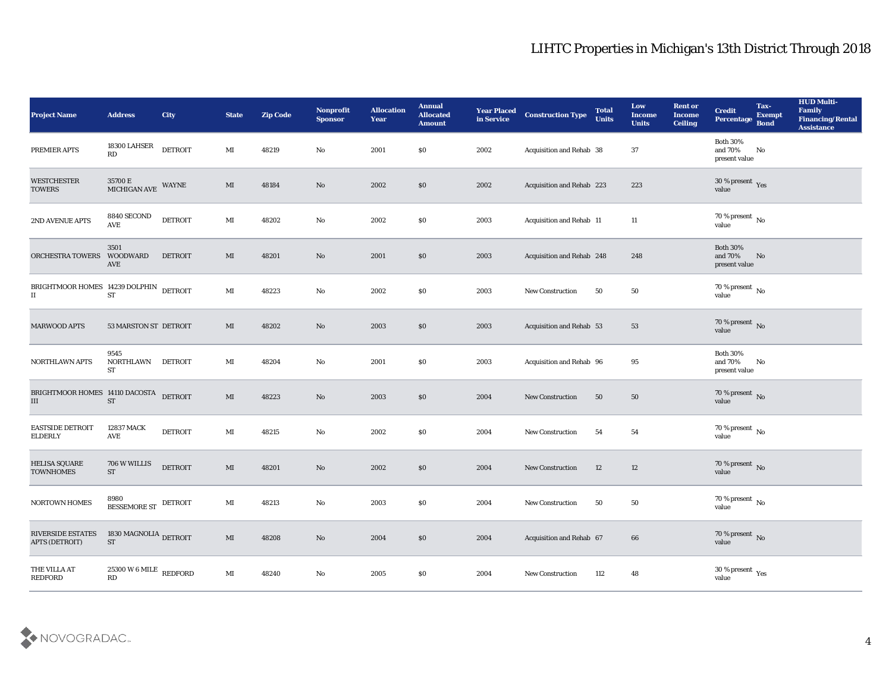# LIHTC Properties in Michigan's 13th District Through 2018

| Project Name | Address | City | State | Zip Code | Nonprofit Sponsor | Allocation Year | Annual Allocated Amount | Year Placed in Service | Construction Type | Total Units | Low Income Units | Rent or Income Ceiling | Credit Percentage | Tax-Exempt Bond | HUD Multi-Family Financing/Rental Assistance |
|---|---|---|---|---|---|---|---|---|---|---|---|---|---|---|---|
| PREMIER APTS | 18300 LAHSER RD | DETROIT | MI | 48219 | No | 2001 | $0 | 2002 | Acquisition and Rehab | 38 | 37 | | Both 30% and 70% present value | No | |
| WESTCHESTER TOWERS | 35700 E MICHIGAN AVE | WAYNE | MI | 48184 | No | 2002 | $0 | 2002 | Acquisition and Rehab | 223 | 223 | | 30 % present value | Yes | |
| 2ND AVENUE APTS | 8840 SECOND AVE | DETROIT | MI | 48202 | No | 2002 | $0 | 2003 | Acquisition and Rehab | 11 | 11 | | 70 % present value | No | |
| ORCHESTRA TOWERS | 3501 WOODWARD AVE | DETROIT | MI | 48201 | No | 2001 | $0 | 2003 | Acquisition and Rehab | 248 | 248 | | Both 30% and 70% present value | No | |
| BRIGHTMOOR HOMES II | 14239 DOLPHIN ST | DETROIT | MI | 48223 | No | 2002 | $0 | 2003 | New Construction | 50 | 50 | | 70 % present value | No | |
| MARWOOD APTS | 53 MARSTON ST | DETROIT | MI | 48202 | No | 2003 | $0 | 2003 | Acquisition and Rehab | 53 | 53 | | 70 % present value | No | |
| NORTHLAWN APTS | 9545 NORTHLAWN ST | DETROIT | MI | 48204 | No | 2001 | $0 | 2003 | Acquisition and Rehab | 96 | 95 | | Both 30% and 70% present value | No | |
| BRIGHTMOOR HOMES III | 14110 DACOSTA ST | DETROIT | MI | 48223 | No | 2003 | $0 | 2004 | New Construction | 50 | 50 | | 70 % present value | No | |
| EASTSIDE DETROIT ELDERLY | 12837 MACK AVE | DETROIT | MI | 48215 | No | 2002 | $0 | 2004 | New Construction | 54 | 54 | | 70 % present value | No | |
| HELISA SQUARE TOWNHOMES | 706 W WILLIS ST | DETROIT | MI | 48201 | No | 2002 | $0 | 2004 | New Construction | 12 | 12 | | 70 % present value | No | |
| NORTOWN HOMES | 8980 BESSEMORE ST | DETROIT | MI | 48213 | No | 2003 | $0 | 2004 | New Construction | 50 | 50 | | 70 % present value | No | |
| RIVERSIDE ESTATES APTS (DETROIT) | 1830 MAGNOLIA ST | DETROIT | MI | 48208 | No | 2004 | $0 | 2004 | Acquisition and Rehab | 67 | 66 | | 70 % present value | No | |
| THE VILLA AT REDFORD | 25300 W 6 MILE RD | REDFORD | MI | 48240 | No | 2005 | $0 | 2004 | New Construction | 112 | 48 | | 30 % present value | Yes | |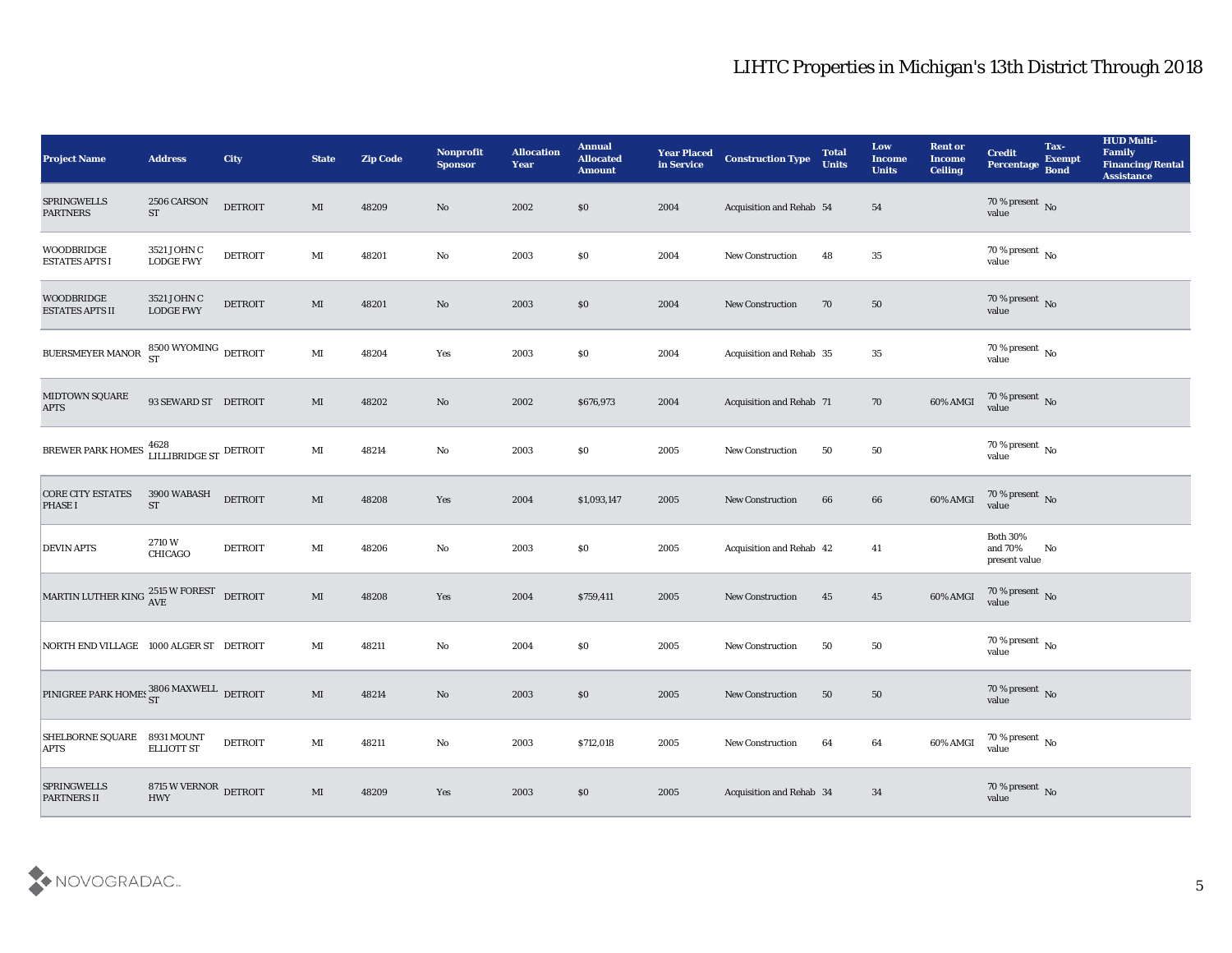## LIHTC Properties in Michigan's 13th District Through 2018

| Project Name | Address | City | State | Zip Code | Nonprofit Sponsor | Allocation Year | Annual Allocated Amount | Year Placed in Service | Construction Type | Total Units | Low Income Units | Rent or Income Ceiling | Credit Percentage | Tax-Exempt Bond | HUD Multi-Family Financing/Rental Assistance |
|---|---|---|---|---|---|---|---|---|---|---|---|---|---|---|---|
| SPRINGWELLS PARTNERS | 2506 CARSON ST | DETROIT | MI | 48209 | No | 2002 | $0 | 2004 | Acquisition and Rehab | 54 | 54 | | 70 % present value | No | |
| WOODBRIDGE ESTATES APTS I | 3521 JOHN C LODGE FWY | DETROIT | MI | 48201 | No | 2003 | $0 | 2004 | New Construction | 48 | 35 | | 70 % present value | No | |
| WOODBRIDGE ESTATES APTS II | 3521 JOHN C LODGE FWY | DETROIT | MI | 48201 | No | 2003 | $0 | 2004 | New Construction | 70 | 50 | | 70 % present value | No | |
| BUERSMEYER MANOR | 8500 WYOMING ST | DETROIT | MI | 48204 | Yes | 2003 | $0 | 2004 | Acquisition and Rehab | 35 | 35 | | 70 % present value | No | |
| MIDTOWN SQUARE APTS | 93 SEWARD ST | DETROIT | MI | 48202 | No | 2002 | $676,973 | 2004 | Acquisition and Rehab | 71 | 70 | 60% AMGI | 70 % present value | No | |
| BREWER PARK HOMES | 4628 LILLIBRIDGE ST | DETROIT | MI | 48214 | No | 2003 | $0 | 2005 | New Construction | 50 | 50 | | 70 % present value | No | |
| CORE CITY ESTATES PHASE I | 3900 WABASH ST | DETROIT | MI | 48208 | Yes | 2004 | $1,093,147 | 2005 | New Construction | 66 | 66 | 60% AMGI | 70 % present value | No | |
| DEVIN APTS | 2710 W CHICAGO | DETROIT | MI | 48206 | No | 2003 | $0 | 2005 | Acquisition and Rehab | 42 | 41 | | Both 30% and 70% present value | No | |
| MARTIN LUTHER KING | 2515 W FOREST AVE | DETROIT | MI | 48208 | Yes | 2004 | $759,411 | 2005 | New Construction | 45 | 45 | 60% AMGI | 70 % present value | No | |
| NORTH END VILLAGE | 1000 ALGER ST | DETROIT | MI | 48211 | No | 2004 | $0 | 2005 | New Construction | 50 | 50 | | 70 % present value | No | |
| PINIGREE PARK HOMES | 3806 MAXWELL ST | DETROIT | MI | 48214 | No | 2003 | $0 | 2005 | New Construction | 50 | 50 | | 70 % present value | No | |
| SHELBORNE SQUARE APTS | 8931 MOUNT ELLIOTT ST | DETROIT | MI | 48211 | No | 2003 | $712,018 | 2005 | New Construction | 64 | 64 | 60% AMGI | 70 % present value | No | |
| SPRINGWELLS PARTNERS II | 8715 W VERNOR HWY | DETROIT | MI | 48209 | Yes | 2003 | $0 | 2005 | Acquisition and Rehab | 34 | 34 | | 70 % present value | No | |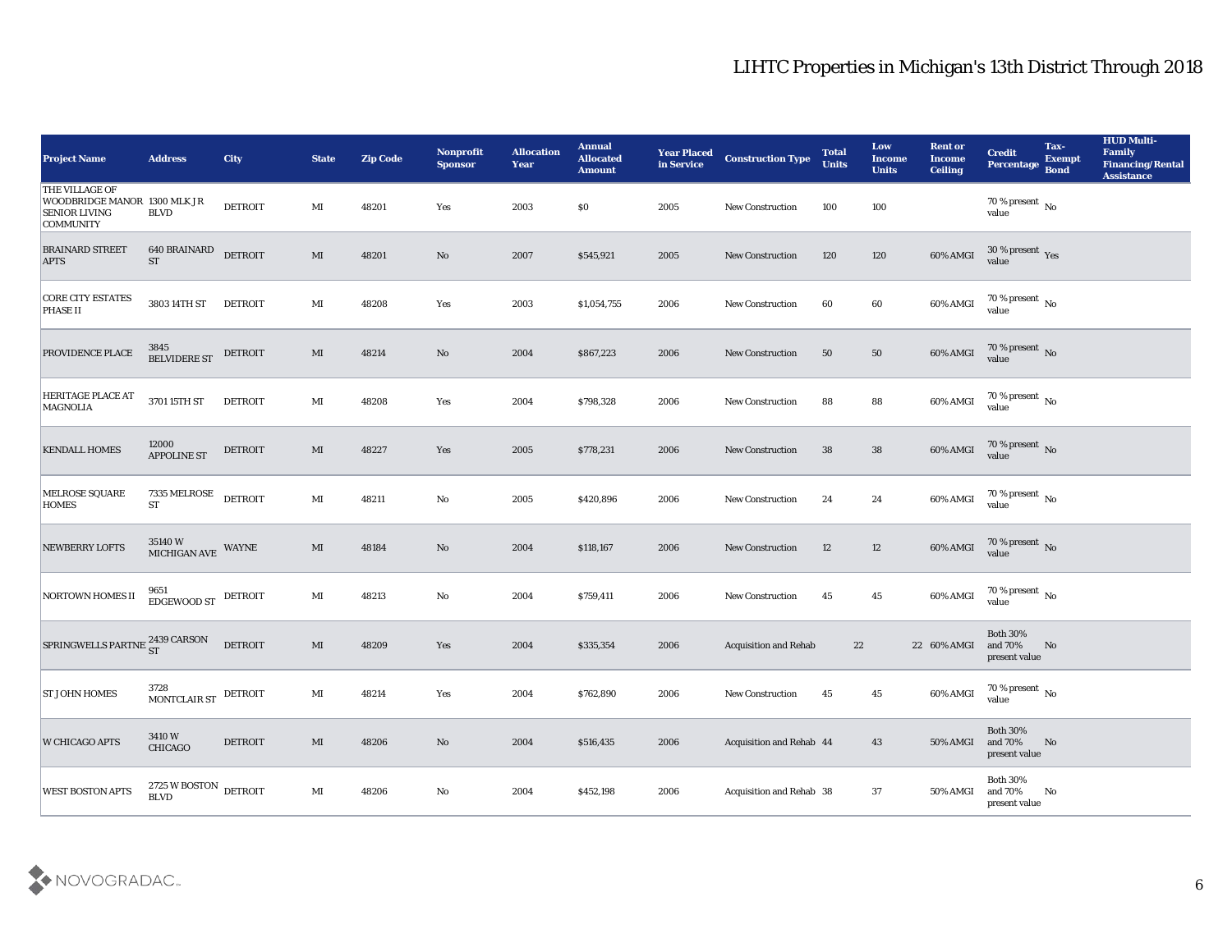# LIHTC Properties in Michigan's 13th District Through 2018

| Project Name | Address | City | State | Zip Code | Nonprofit Sponsor | Allocation Year | Annual Allocated Amount | Year Placed in Service | Construction Type | Total Units | Low Income Units | Rent or Income Ceiling | Credit Percentage | Tax-Exempt Bond | HUD Multi-Family Financing/Rental Assistance |
|---|---|---|---|---|---|---|---|---|---|---|---|---|---|---|---|
| THE VILLAGE OF WOODBRIDGE MANOR SENIOR LIVING COMMUNITY | 1300 MLK JR BLVD | DETROIT | MI | 48201 | Yes | 2003 | $0 | 2005 | New Construction | 100 | 100 | | 70 % present value | No | |
| BRAINARD STREET APTS | 640 BRAINARD ST | DETROIT | MI | 48201 | No | 2007 | $545,921 | 2005 | New Construction | 120 | 120 | 60% AMGI | 30 % present value | Yes | |
| CORE CITY ESTATES PHASE II | 3803 14TH ST | DETROIT | MI | 48208 | Yes | 2003 | $1,054,755 | 2006 | New Construction | 60 | 60 | 60% AMGI | 70 % present value | No | |
| PROVIDENCE PLACE | 3845 BELVIDERE ST | DETROIT | MI | 48214 | No | 2004 | $867,223 | 2006 | New Construction | 50 | 50 | 60% AMGI | 70 % present value | No | |
| HERITAGE PLACE AT MAGNOLIA | 3701 15TH ST | DETROIT | MI | 48208 | Yes | 2004 | $798,328 | 2006 | New Construction | 88 | 88 | 60% AMGI | 70 % present value | No | |
| KENDALL HOMES | 12000 APPOLINE ST | DETROIT | MI | 48227 | Yes | 2005 | $778,231 | 2006 | New Construction | 38 | 38 | 60% AMGI | 70 % present value | No | |
| MELROSE SQUARE HOMES | 7335 MELROSE ST | DETROIT | MI | 48211 | No | 2005 | $420,896 | 2006 | New Construction | 24 | 24 | 60% AMGI | 70 % present value | No | |
| NEWBERRY LOFTS | 35140 W MICHIGAN AVE | WAYNE | MI | 48184 | No | 2004 | $118,167 | 2006 | New Construction | 12 | 12 | 60% AMGI | 70 % present value | No | |
| NORTOWN HOMES II | 9651 EDGEWOOD ST | DETROIT | MI | 48213 | No | 2004 | $759,411 | 2006 | New Construction | 45 | 45 | 60% AMGI | 70 % present value | No | |
| SPRINGWELLS PARTNE | 2439 CARSON ST | DETROIT | MI | 48209 | Yes | 2004 | $335,354 | 2006 | Acquisition and Rehab | 22 | 22 | 60% AMGI | Both 30% and 70% present value | No | |
| ST JOHN HOMES | 3728 MONTCLAIR ST | DETROIT | MI | 48214 | Yes | 2004 | $762,890 | 2006 | New Construction | 45 | 45 | 60% AMGI | 70 % present value | No | |
| W CHICAGO APTS | 3410 W CHICAGO | DETROIT | MI | 48206 | No | 2004 | $516,435 | 2006 | Acquisition and Rehab | 44 | 43 | 50% AMGI | Both 30% and 70% present value | No | |
| WEST BOSTON APTS | 2725 W BOSTON BLVD | DETROIT | MI | 48206 | No | 2004 | $452,198 | 2006 | Acquisition and Rehab | 38 | 37 | 50% AMGI | Both 30% and 70% present value | No | |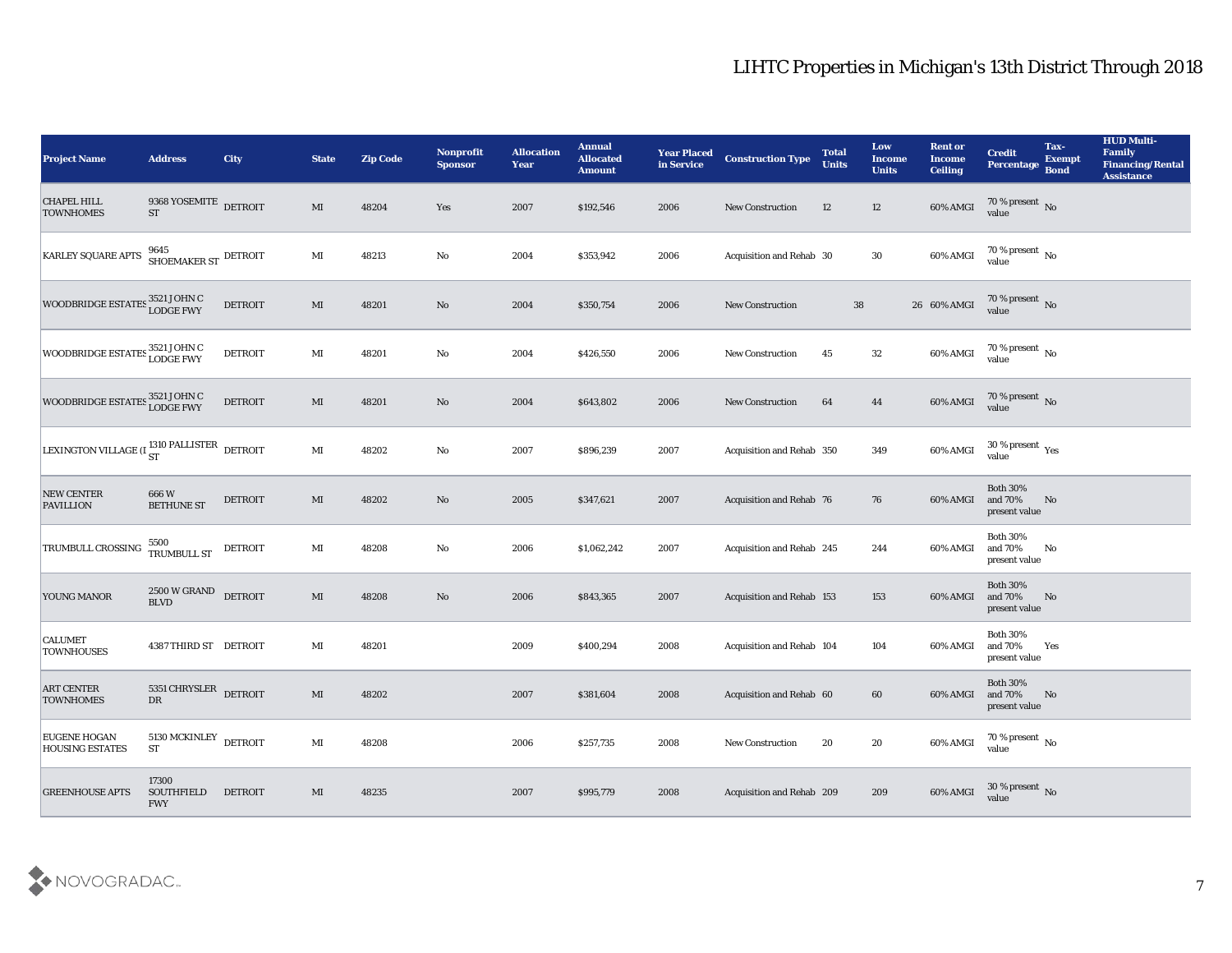# LIHTC Properties in Michigan's 13th District Through 2018

| Project Name | Address | City | State | Zip Code | Nonprofit Sponsor | Allocation Year | Annual Allocated Amount | Year Placed in Service | Construction Type | Total Units | Low Income Units | Rent or Income Ceiling | Credit Percentage | Tax-Exempt Bond | HUD Multi-Family Financing/Rental Assistance |
|---|---|---|---|---|---|---|---|---|---|---|---|---|---|---|---|
| CHAPEL HILL TOWNHOMES | 9368 YOSEMITE ST | DETROIT | MI | 48204 | Yes | 2007 | $192,546 | 2006 | New Construction | 12 | 12 | 60% AMGI | 70 % present value | No | |
| KARLEY SQUARE APTS | 9645 SHOEMAKER ST | DETROIT | MI | 48213 | No | 2004 | $353,942 | 2006 | Acquisition and Rehab | 30 | 30 | 60% AMGI | 70 % present value | No | |
| WOODBRIDGE ESTATES | 3521 JOHN C LODGE FWY | DETROIT | MI | 48201 | No | 2004 | $350,754 | 2006 | New Construction | 38 | 26 | 60% AMGI | 70 % present value | No | |
| WOODBRIDGE ESTATES | 3521 JOHN C LODGE FWY | DETROIT | MI | 48201 | No | 2004 | $426,550 | 2006 | New Construction | 45 | 32 | 60% AMGI | 70 % present value | No | |
| WOODBRIDGE ESTATES | 3521 JOHN C LODGE FWY | DETROIT | MI | 48201 | No | 2004 | $643,802 | 2006 | New Construction | 64 | 44 | 60% AMGI | 70 % present value | No | |
| LEXINGTON VILLAGE (I | 1310 PALLISTER ST | DETROIT | MI | 48202 | No | 2007 | $896,239 | 2007 | Acquisition and Rehab | 350 | 349 | 60% AMGI | 30 % present value | Yes | |
| NEW CENTER PAVILLION | 666 W BETHUNE ST | DETROIT | MI | 48202 | No | 2005 | $347,621 | 2007 | Acquisition and Rehab | 76 | 76 | 60% AMGI | Both 30% and 70% present value | No | |
| TRUMBULL CROSSING | 5500 TRUMBULL ST | DETROIT | MI | 48208 | No | 2006 | $1,062,242 | 2007 | Acquisition and Rehab | 245 | 244 | 60% AMGI | Both 30% and 70% present value | No | |
| YOUNG MANOR | 2500 W GRAND BLVD | DETROIT | MI | 48208 | No | 2006 | $843,365 | 2007 | Acquisition and Rehab | 153 | 153 | 60% AMGI | Both 30% and 70% present value | No | |
| CALUMET TOWNHOUSES | 4387 THIRD ST | DETROIT | MI | 48201 | | 2009 | $400,294 | 2008 | Acquisition and Rehab | 104 | 104 | 60% AMGI | Both 30% and 70% present value | Yes | |
| ART CENTER TOWNHOMES | 5351 CHRYSLER DR | DETROIT | MI | 48202 | | 2007 | $381,604 | 2008 | Acquisition and Rehab | 60 | 60 | 60% AMGI | Both 30% and 70% present value | No | |
| EUGENE HOGAN HOUSING ESTATES | 5130 MCKINLEY ST | DETROIT | MI | 48208 | | 2006 | $257,735 | 2008 | New Construction | 20 | 20 | 60% AMGI | 70 % present value | No | |
| GREENHOUSE APTS | 17300 SOUTHFIELD FWY | DETROIT | MI | 48235 | | 2007 | $995,779 | 2008 | Acquisition and Rehab | 209 | 209 | 60% AMGI | 30 % present value | No | |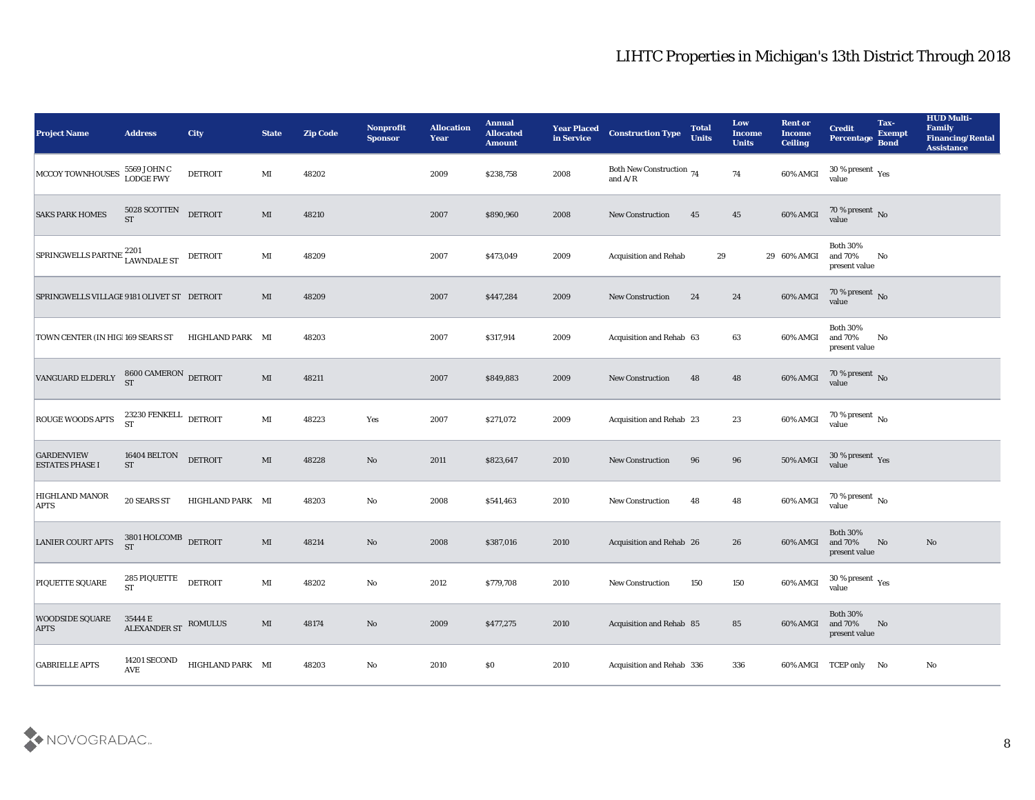# LIHTC Properties in Michigan's 13th District Through 2018

| Project Name | Address | City | State | Zip Code | Nonprofit Sponsor | Allocation Year | Annual Allocated Amount | Year Placed in Service | Construction Type | Total Units | Low Income Units | Rent or Income Ceiling | Credit Percentage | Tax-Exempt Bond | HUD Multi-Family Financing/Rental Assistance |
|---|---|---|---|---|---|---|---|---|---|---|---|---|---|---|---|
| MCCOY TOWNHOUSES | 5569 JOHN C LODGE FWY | DETROIT | MI | 48202 | | 2009 | $238,758 | 2008 | Both New Construction and A/R | 74 | 74 | 60% AMGI | 30 % present value | Yes | |
| SAKS PARK HOMES | 5028 SCOTTEN ST | DETROIT | MI | 48210 | | 2007 | $890,960 | 2008 | New Construction | 45 | 45 | 60% AMGI | 70 % present value | No | |
| SPRINGWELLS PARTNE | 2201 LAWNDALE ST | DETROIT | MI | 48209 | | 2007 | $473,049 | 2009 | Acquisition and Rehab | 29 | 29 | 60% AMGI | Both 30% and 70% present value | No | |
| SPRINGWELLS VILLAGE | 9181 OLIVET ST | DETROIT | MI | 48209 | | 2007 | $447,284 | 2009 | New Construction | 24 | 24 | 60% AMGI | 70 % present value | No | |
| TOWN CENTER (IN HIGI | 169 SEARS ST | HIGHLAND PARK | MI | 48203 | | 2007 | $317,914 | 2009 | Acquisition and Rehab | 63 | 63 | 60% AMGI | Both 30% and 70% present value | No | |
| VANGUARD ELDERLY | 8600 CAMERON ST | DETROIT | MI | 48211 | | 2007 | $849,883 | 2009 | New Construction | 48 | 48 | 60% AMGI | 70 % present value | No | |
| ROUGE WOODS APTS | 23230 FENKELL ST | DETROIT | MI | 48223 | Yes | 2007 | $271,072 | 2009 | Acquisition and Rehab | 23 | 23 | 60% AMGI | 70 % present value | No | |
| GARDENVIEW ESTATES PHASE I | 16404 BELTON ST | DETROIT | MI | 48228 | No | 2011 | $823,647 | 2010 | New Construction | 96 | 96 | 50% AMGI | 30 % present value | Yes | |
| HIGHLAND MANOR APTS | 20 SEARS ST | HIGHLAND PARK | MI | 48203 | No | 2008 | $541,463 | 2010 | New Construction | 48 | 48 | 60% AMGI | 70 % present value | No | |
| LANIER COURT APTS | 3801 HOLCOMB ST | DETROIT | MI | 48214 | No | 2008 | $387,016 | 2010 | Acquisition and Rehab | 26 | 26 | 60% AMGI | Both 30% and 70% present value | No | No |
| PIQUETTE SQUARE | 285 PIQUETTE ST | DETROIT | MI | 48202 | No | 2012 | $779,708 | 2010 | New Construction | 150 | 150 | 60% AMGI | 30 % present value | Yes | |
| WOODSIDE SQUARE APTS | 35444 E ALEXANDER ST | ROMULUS | MI | 48174 | No | 2009 | $477,275 | 2010 | Acquisition and Rehab | 85 | 85 | 60% AMGI | Both 30% and 70% present value | No | |
| GABRIELLE APTS | 14201 SECOND AVE | HIGHLAND PARK | MI | 48203 | No | 2010 | $0 | 2010 | Acquisition and Rehab | 336 | 336 | 60% AMGI | TCEP only | No | No |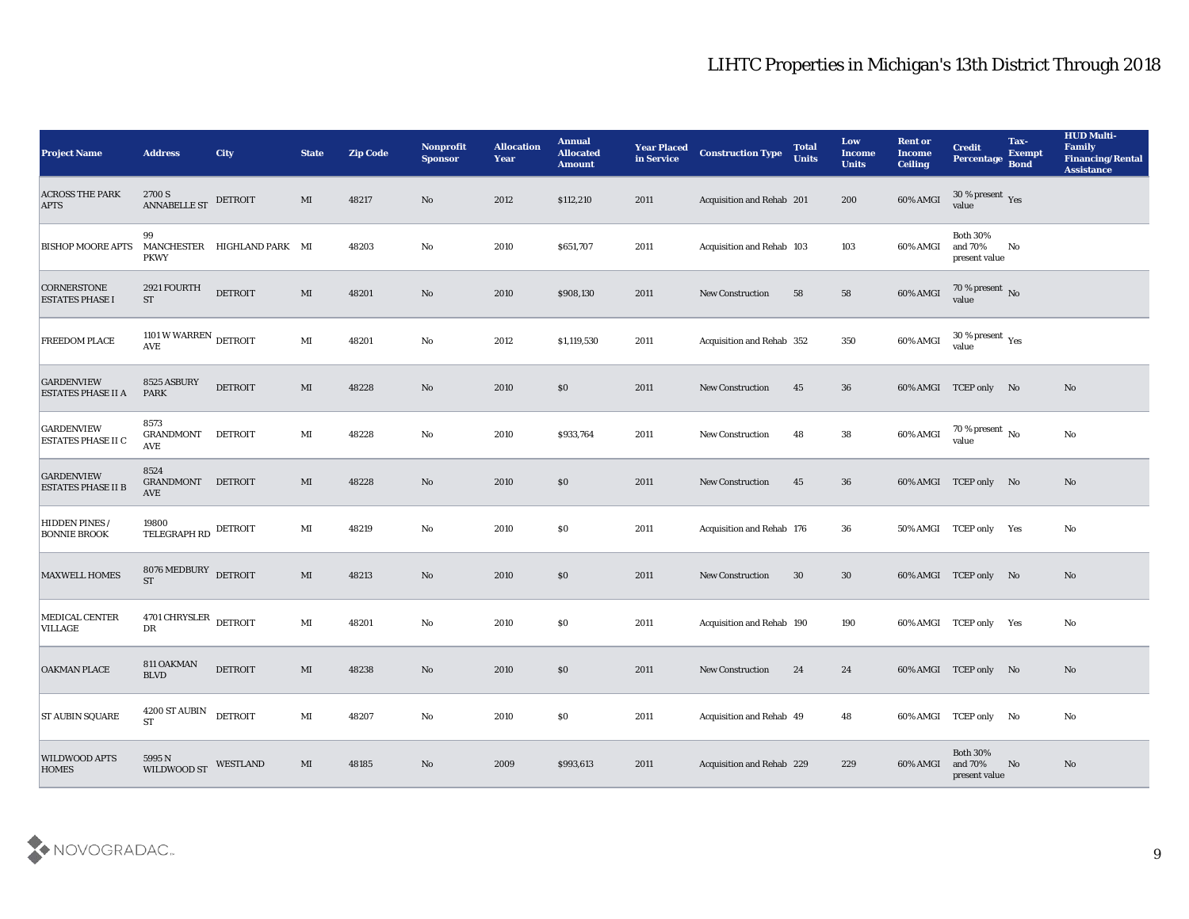# LIHTC Properties in Michigan's 13th District Through 2018

| Project Name | Address | City | State | Zip Code | Nonprofit Sponsor | Allocation Year | Annual Allocated Amount | Year Placed in Service | Construction Type | Total Units | Low Income Units | Rent or Income Ceiling | Credit Percentage | Tax-Exempt Bond | HUD Multi-Family Financing/Rental Assistance |
|---|---|---|---|---|---|---|---|---|---|---|---|---|---|---|---|
| ACROSS THE PARK APTS | 2700 S ANNABELLE ST | DETROIT | MI | 48217 | No | 2012 | $112,210 | 2011 | Acquisition and Rehab | 201 | 200 | 60% AMGI | 30 % present value | Yes | |
| BISHOP MOORE APTS | 99 MANCHESTER PKWY | HIGHLAND PARK | MI | 48203 | No | 2010 | $651,707 | 2011 | Acquisition and Rehab | 103 | 103 | 60% AMGI | Both 30% and 70% present value | No | |
| CORNERSTONE ESTATES PHASE I | 2921 FOURTH ST | DETROIT | MI | 48201 | No | 2010 | $908,130 | 2011 | New Construction | 58 | 58 | 60% AMGI | 70 % present value | No | |
| FREEDOM PLACE | 1101 W WARREN AVE | DETROIT | MI | 48201 | No | 2012 | $1,119,530 | 2011 | Acquisition and Rehab | 352 | 350 | 60% AMGI | 30 % present value | Yes | |
| GARDENVIEW ESTATES PHASE II A | 8525 ASBURY PARK | DETROIT | MI | 48228 | No | 2010 | $0 | 2011 | New Construction | 45 | 36 | 60% AMGI | TCEP only | No | No |
| GARDENVIEW ESTATES PHASE II C | 8573 GRANDMONT AVE | DETROIT | MI | 48228 | No | 2010 | $933,764 | 2011 | New Construction | 48 | 38 | 60% AMGI | 70 % present value | No | No |
| GARDENVIEW ESTATES PHASE II B | 8524 GRANDMONT AVE | DETROIT | MI | 48228 | No | 2010 | $0 | 2011 | New Construction | 45 | 36 | 60% AMGI | TCEP only | No | No |
| HIDDEN PINES / BONNIE BROOK | 19800 TELEGRAPH RD | DETROIT | MI | 48219 | No | 2010 | $0 | 2011 | Acquisition and Rehab | 176 | 36 | 50% AMGI | TCEP only | Yes | No |
| MAXWELL HOMES | 8076 MEDBURY ST | DETROIT | MI | 48213 | No | 2010 | $0 | 2011 | New Construction | 30 | 30 | 60% AMGI | TCEP only | No | No |
| MEDICAL CENTER VILLAGE | 4701 CHRYSLER DR | DETROIT | MI | 48201 | No | 2010 | $0 | 2011 | Acquisition and Rehab | 190 | 190 | 60% AMGI | TCEP only | Yes | No |
| OAKMAN PLACE | 811 OAKMAN BLVD | DETROIT | MI | 48238 | No | 2010 | $0 | 2011 | New Construction | 24 | 24 | 60% AMGI | TCEP only | No | No |
| ST AUBIN SQUARE | 4200 ST AUBIN ST | DETROIT | MI | 48207 | No | 2010 | $0 | 2011 | Acquisition and Rehab | 49 | 48 | 60% AMGI | TCEP only | No | No |
| WILDWOOD APTS HOMES | 5995 N WILDWOOD ST | WESTLAND | MI | 48185 | No | 2009 | $993,613 | 2011 | Acquisition and Rehab | 229 | 229 | 60% AMGI | Both 30% and 70% present value | No | No |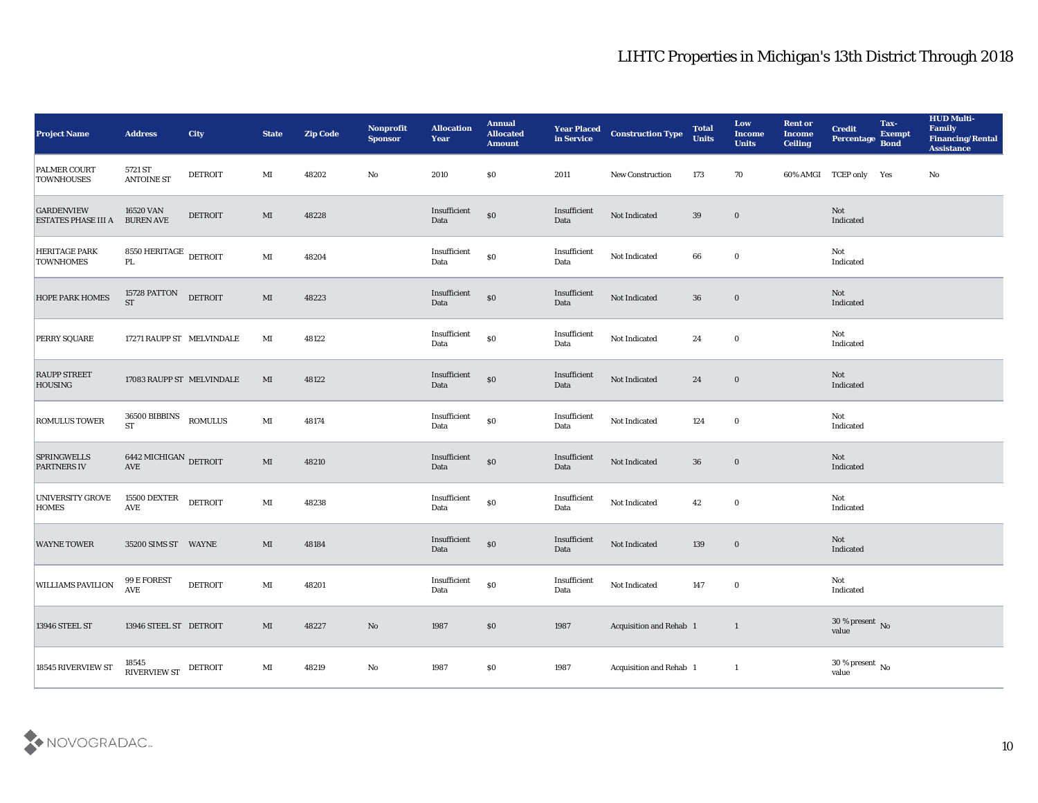# LIHTC Properties in Michigan's 13th District Through 2018

| Project Name | Address | City | State | Zip Code | Nonprofit Sponsor | Allocation Year | Annual Allocated Amount | Year Placed in Service | Construction Type | Total Units | Low Income Units | Rent or Income Ceiling | Credit Percentage | Tax-Exempt Bond | HUD Multi-Family Financing/Rental Assistance |
|---|---|---|---|---|---|---|---|---|---|---|---|---|---|---|---|
| PALMER COURT TOWNHOUSES | 5721 ST ANTOINE ST | DETROIT | MI | 48202 | No | 2010 | $0 | 2011 | New Construction | 173 | 70 | 60% AMGI | TCEP only | Yes | No |
| GARDENVIEW ESTATES PHASE III A | 16520 VAN BUREN AVE | DETROIT | MI | 48228 | | Insufficient Data | $0 | Insufficient Data | Not Indicated | 39 | 0 | | Not Indicated | | |
| HERITAGE PARK TOWNHOMES | 8550 HERITAGE PL | DETROIT | MI | 48204 | | Insufficient Data | $0 | Insufficient Data | Not Indicated | 66 | 0 | | Not Indicated | | |
| HOPE PARK HOMES | 15728 PATTON ST | DETROIT | MI | 48223 | | Insufficient Data | $0 | Insufficient Data | Not Indicated | 36 | 0 | | Not Indicated | | |
| PERRY SQUARE | 17271 RAUPP ST | MELVINDALE | MI | 48122 | | Insufficient Data | $0 | Insufficient Data | Not Indicated | 24 | 0 | | Not Indicated | | |
| RAUPP STREET HOUSING | 17083 RAUPP ST | MELVINDALE | MI | 48122 | | Insufficient Data | $0 | Insufficient Data | Not Indicated | 24 | 0 | | Not Indicated | | |
| ROMULUS TOWER | 36500 BIBBINS ST | ROMULUS | MI | 48174 | | Insufficient Data | $0 | Insufficient Data | Not Indicated | 124 | 0 | | Not Indicated | | |
| SPRINGWELLS PARTNERS IV | 6442 MICHIGAN AVE | DETROIT | MI | 48210 | | Insufficient Data | $0 | Insufficient Data | Not Indicated | 36 | 0 | | Not Indicated | | |
| UNIVERSITY GROVE HOMES | 15500 DEXTER AVE | DETROIT | MI | 48238 | | Insufficient Data | $0 | Insufficient Data | Not Indicated | 42 | 0 | | Not Indicated | | |
| WAYNE TOWER | 35200 SIMS ST | WAYNE | MI | 48184 | | Insufficient Data | $0 | Insufficient Data | Not Indicated | 139 | 0 | | Not Indicated | | |
| WILLIAMS PAVILION | 99 E FOREST AVE | DETROIT | MI | 48201 | | Insufficient Data | $0 | Insufficient Data | Not Indicated | 147 | 0 | | Not Indicated | | |
| 13946 STEEL ST | 13946 STEEL ST | DETROIT | MI | 48227 | No | 1987 | $0 | 1987 | Acquisition and Rehab | 1 | 1 | | 30 % present value | No | |
| 18545 RIVERVIEW ST | 18545 RIVERVIEW ST | DETROIT | MI | 48219 | No | 1987 | $0 | 1987 | Acquisition and Rehab | 1 | 1 | | 30 % present value | No | |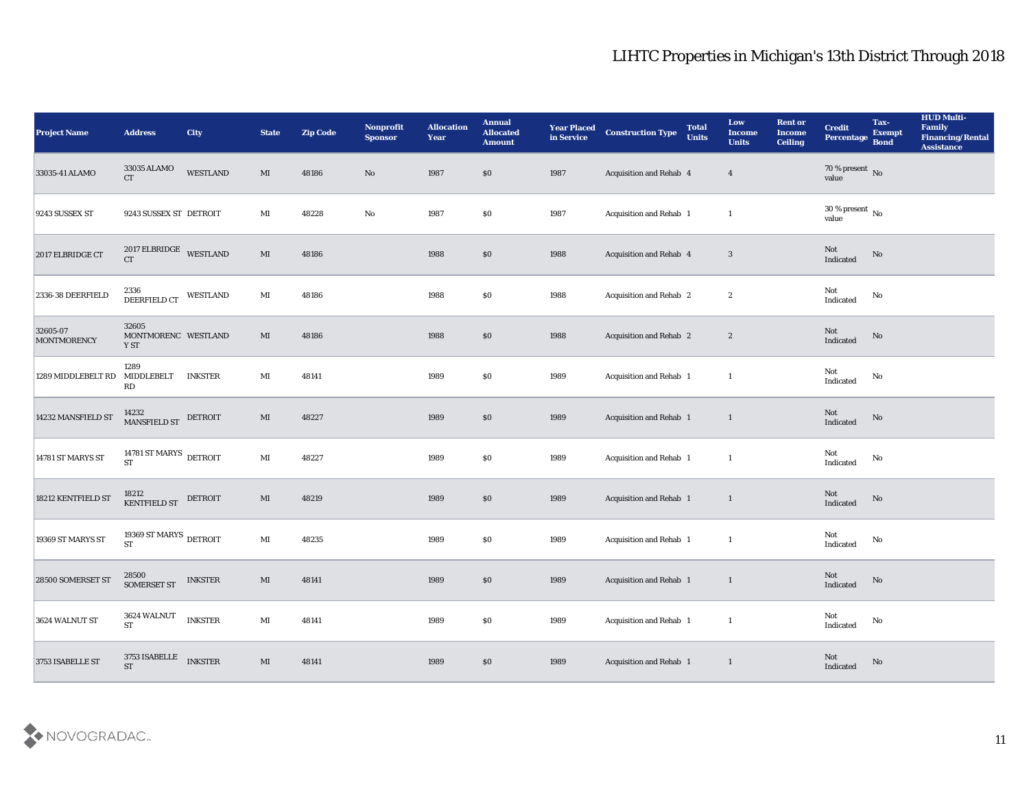# LIHTC Properties in Michigan's 13th District Through 2018

| Project Name | Address | City | State | Zip Code | Nonprofit Sponsor | Allocation Year | Annual Allocated Amount | Year Placed in Service | Construction Type | Total Units | Low Income Units | Rent or Income Ceiling | Credit Percentage | Tax-Exempt Bond | HUD Multi-Family Financing/Rental Assistance |
|---|---|---|---|---|---|---|---|---|---|---|---|---|---|---|---|
| 33035-41 ALAMO | 33035 ALAMO CT | WESTLAND | MI | 48186 | No | 1987 | $0 | 1987 | Acquisition and Rehab | 4 | 4 | | 70 % present value | No | |
| 9243 SUSSEX ST | 9243 SUSSEX ST | DETROIT | MI | 48228 | No | 1987 | $0 | 1987 | Acquisition and Rehab | 1 | 1 | | 30 % present value | No | |
| 2017 ELBRIDGE CT | 2017 ELBRIDGE CT | WESTLAND | MI | 48186 | | 1988 | $0 | 1988 | Acquisition and Rehab | 4 | 3 | | Not Indicated | No | |
| 2336-38 DEERFIELD | 2336 DEERFIELD CT | WESTLAND | MI | 48186 | | 1988 | $0 | 1988 | Acquisition and Rehab | 2 | 2 | | Not Indicated | No | |
| 32605-07 MONTMORENCY | 32605 MONTMORENCY ST | WESTLAND | MI | 48186 | | 1988 | $0 | 1988 | Acquisition and Rehab | 2 | 2 | | Not Indicated | No | |
| 1289 MIDDLEBELT RD | 1289 MIDDLEBELT RD | INKSTER | MI | 48141 | | 1989 | $0 | 1989 | Acquisition and Rehab | 1 | 1 | | Not Indicated | No | |
| 14232 MANSFIELD ST | 14232 MANSFIELD ST | DETROIT | MI | 48227 | | 1989 | $0 | 1989 | Acquisition and Rehab | 1 | 1 | | Not Indicated | No | |
| 14781 ST MARYS ST | 14781 ST MARYS ST | DETROIT | MI | 48227 | | 1989 | $0 | 1989 | Acquisition and Rehab | 1 | 1 | | Not Indicated | No | |
| 18212 KENTFIELD ST | 18212 KENTFIELD ST | DETROIT | MI | 48219 | | 1989 | $0 | 1989 | Acquisition and Rehab | 1 | 1 | | Not Indicated | No | |
| 19369 ST MARYS ST | 19369 ST MARYS ST | DETROIT | MI | 48235 | | 1989 | $0 | 1989 | Acquisition and Rehab | 1 | 1 | | Not Indicated | No | |
| 28500 SOMERSET ST | 28500 SOMERSET ST | INKSTER | MI | 48141 | | 1989 | $0 | 1989 | Acquisition and Rehab | 1 | 1 | | Not Indicated | No | |
| 3624 WALNUT ST | 3624 WALNUT ST | INKSTER | MI | 48141 | | 1989 | $0 | 1989 | Acquisition and Rehab | 1 | 1 | | Not Indicated | No | |
| 3753 ISABELLE ST | 3753 ISABELLE ST | INKSTER | MI | 48141 | | 1989 | $0 | 1989 | Acquisition and Rehab | 1 | 1 | | Not Indicated | No | |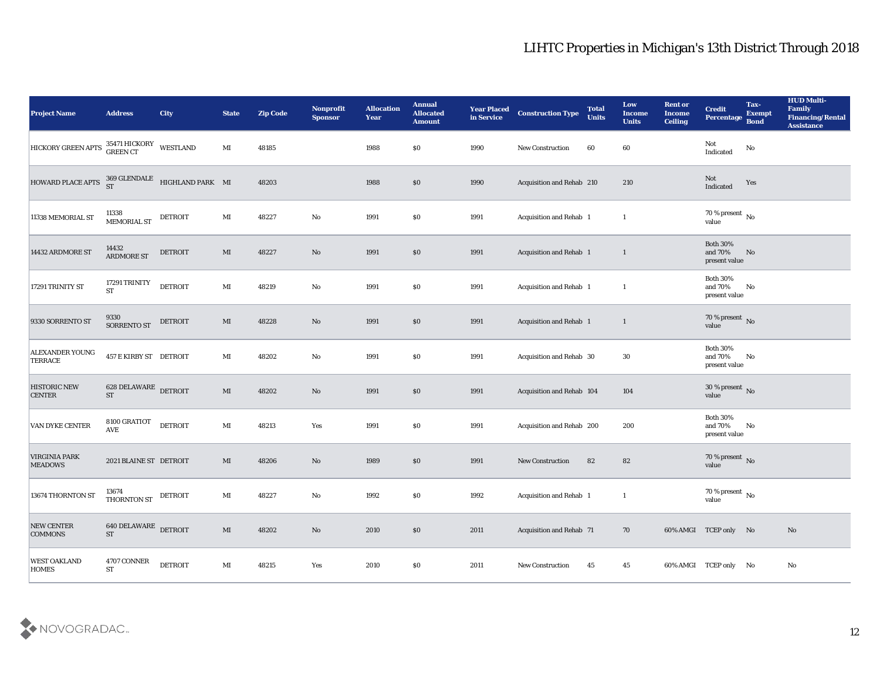# LIHTC Properties in Michigan's 13th District Through 2018

| Project Name | Address | City | State | Zip Code | Nonprofit Sponsor | Allocation Year | Annual Allocated Amount | Year Placed in Service | Construction Type | Total Units | Low Income Units | Rent or Income Ceiling | Credit Percentage | Tax-Exempt Bond | HUD Multi-Family Financing/Rental Assistance |
|---|---|---|---|---|---|---|---|---|---|---|---|---|---|---|---|
| HICKORY GREEN APTS | 35471 HICKORY GREEN CT | WESTLAND | MI | 48185 | | 1988 | $0 | 1990 | New Construction | 60 | 60 | | Not Indicated | No | |
| HOWARD PLACE APTS | 369 GLENDALE ST | HIGHLAND PARK | MI | 48203 | | 1988 | $0 | 1990 | Acquisition and Rehab | 210 | 210 | | Not Indicated | Yes | |
| 11338 MEMORIAL ST | 11338 MEMORIAL ST | DETROIT | MI | 48227 | No | 1991 | $0 | 1991 | Acquisition and Rehab | 1 | 1 | | 70 % present value | No | |
| 14432 ARDMORE ST | 14432 ARDMORE ST | DETROIT | MI | 48227 | No | 1991 | $0 | 1991 | Acquisition and Rehab | 1 | 1 | | Both 30% and 70% present value | No | |
| 17291 TRINITY ST | 17291 TRINITY ST | DETROIT | MI | 48219 | No | 1991 | $0 | 1991 | Acquisition and Rehab | 1 | 1 | | Both 30% and 70% present value | No | |
| 9330 SORRENTO ST | 9330 SORRENTO ST | DETROIT | MI | 48228 | No | 1991 | $0 | 1991 | Acquisition and Rehab | 1 | 1 | | 70 % present value | No | |
| ALEXANDER YOUNG TERRACE | 457 E KIRBY ST | DETROIT | MI | 48202 | No | 1991 | $0 | 1991 | Acquisition and Rehab | 30 | 30 | | Both 30% and 70% present value | No | |
| HISTORIC NEW CENTER | 628 DELAWARE ST | DETROIT | MI | 48202 | No | 1991 | $0 | 1991 | Acquisition and Rehab | 104 | 104 | | 30 % present value | No | |
| VAN DYKE CENTER | 8100 GRATIOT AVE | DETROIT | MI | 48213 | Yes | 1991 | $0 | 1991 | Acquisition and Rehab | 200 | 200 | | Both 30% and 70% present value | No | |
| VIRGINIA PARK MEADOWS | 2021 BLAINE ST | DETROIT | MI | 48206 | No | 1989 | $0 | 1991 | New Construction | 82 | 82 | | 70 % present value | No | |
| 13674 THORNTON ST | 13674 THORNTON ST | DETROIT | MI | 48227 | No | 1992 | $0 | 1992 | Acquisition and Rehab | 1 | 1 | | 70 % present value | No | |
| NEW CENTER COMMONS | 640 DELAWARE ST | DETROIT | MI | 48202 | No | 2010 | $0 | 2011 | Acquisition and Rehab | 71 | 70 | 60% AMGI | TCEP only | No | No |
| WEST OAKLAND HOMES | 4707 CONNER ST | DETROIT | MI | 48215 | Yes | 2010 | $0 | 2011 | New Construction | 45 | 45 | 60% AMGI | TCEP only | No | No |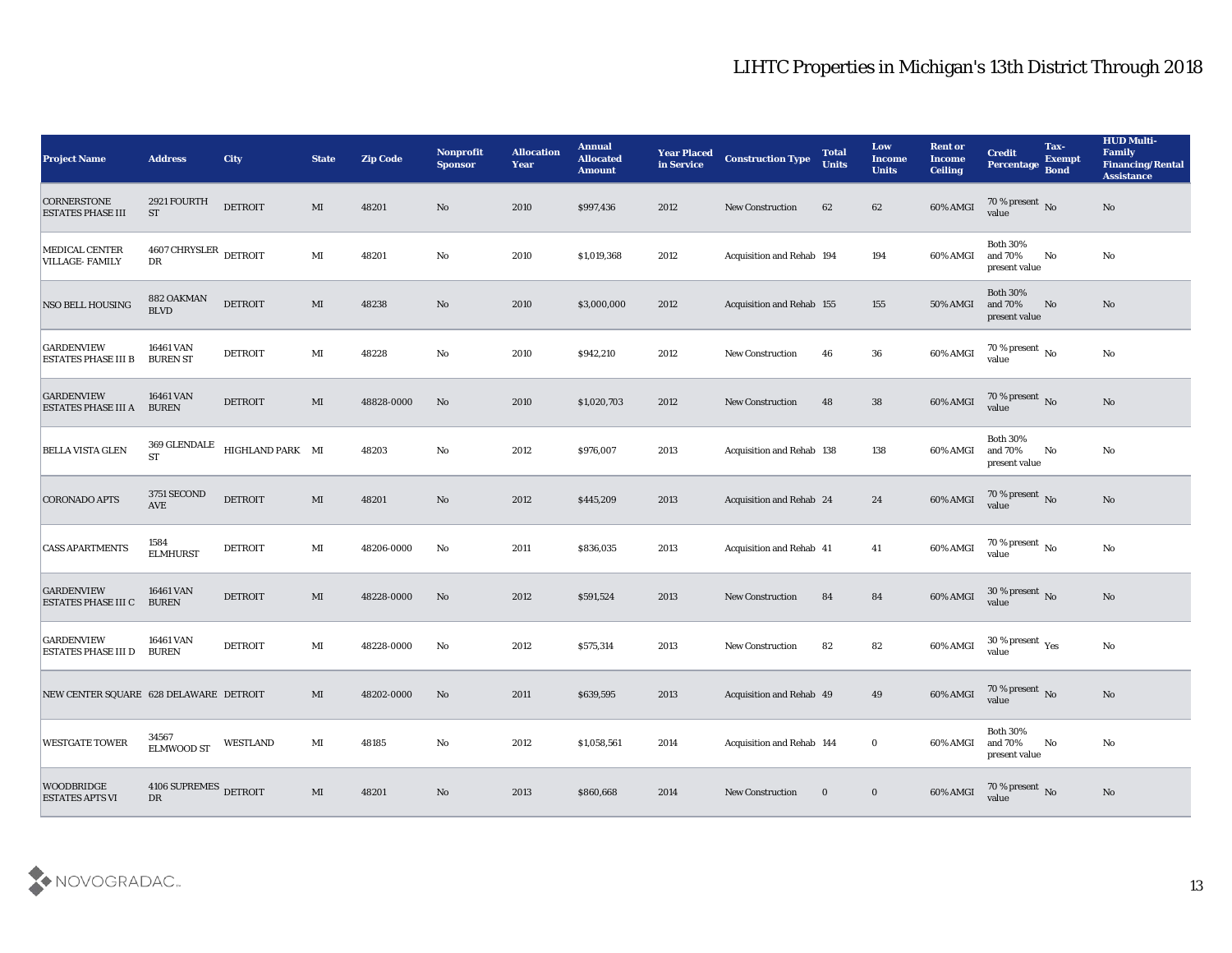# LIHTC Properties in Michigan's 13th District Through 2018

| Project Name | Address | City | State | Zip Code | Nonprofit Sponsor | Allocation Year | Annual Allocated Amount | Year Placed in Service | Construction Type | Total Units | Low Income Units | Rent or Income Ceiling | Credit Percentage | Tax-Exempt Bond | HUD Multi-Family Financing/Rental Assistance |
|---|---|---|---|---|---|---|---|---|---|---|---|---|---|---|---|
| CORNERSTONE ESTATES PHASE III | 2921 FOURTH ST | DETROIT | MI | 48201 | No | 2010 | $997,436 | 2012 | New Construction | 62 | 62 | 60% AMGI | 70 % present value | No | No |
| MEDICAL CENTER VILLAGE- FAMILY | 4607 CHRYSLER DR | DETROIT | MI | 48201 | No | 2010 | $1,019,368 | 2012 | Acquisition and Rehab | 194 | 194 | 60% AMGI | Both 30% and 70% present value | No | No |
| NSO BELL HOUSING | 882 OAKMAN BLVD | DETROIT | MI | 48238 | No | 2010 | $3,000,000 | 2012 | Acquisition and Rehab | 155 | 155 | 50% AMGI | Both 30% and 70% present value | No | No |
| GARDENVIEW ESTATES PHASE III B | 16461 VAN BUREN ST | DETROIT | MI | 48228 | No | 2010 | $942,210 | 2012 | New Construction | 46 | 36 | 60% AMGI | 70 % present value | No | No |
| GARDENVIEW ESTATES PHASE III A | 16461 VAN BUREN | DETROIT | MI | 48828-0000 | No | 2010 | $1,020,703 | 2012 | New Construction | 48 | 38 | 60% AMGI | 70 % present value | No | No |
| BELLA VISTA GLEN | 369 GLENDALE ST | HIGHLAND PARK | MI | 48203 | No | 2012 | $976,007 | 2013 | Acquisition and Rehab | 138 | 138 | 60% AMGI | Both 30% and 70% present value | No | No |
| CORONADO APTS | 3751 SECOND AVE | DETROIT | MI | 48201 | No | 2012 | $445,209 | 2013 | Acquisition and Rehab | 24 | 24 | 60% AMGI | 70 % present value | No | No |
| CASS APARTMENTS | 1584 ELMHURST | DETROIT | MI | 48206-0000 | No | 2011 | $836,035 | 2013 | Acquisition and Rehab | 41 | 41 | 60% AMGI | 70 % present value | No | No |
| GARDENVIEW ESTATES PHASE III C | 16461 VAN BUREN | DETROIT | MI | 48228-0000 | No | 2012 | $591,524 | 2013 | New Construction | 84 | 84 | 60% AMGI | 30 % present value | No | No |
| GARDENVIEW ESTATES PHASE III D | 16461 VAN BUREN | DETROIT | MI | 48228-0000 | No | 2012 | $575,314 | 2013 | New Construction | 82 | 82 | 60% AMGI | 30 % present value | Yes | No |
| NEW CENTER SQUARE | 628 DELAWARE | DETROIT | MI | 48202-0000 | No | 2011 | $639,595 | 2013 | Acquisition and Rehab | 49 | 49 | 60% AMGI | 70 % present value | No | No |
| WESTGATE TOWER | 34567 ELMWOOD ST | WESTLAND | MI | 48185 | No | 2012 | $1,058,561 | 2014 | Acquisition and Rehab | 144 | 0 | 60% AMGI | Both 30% and 70% present value | No | No |
| WOODBRIDGE ESTATES APTS VI | 4106 SUPREMES DR | DETROIT | MI | 48201 | No | 2013 | $860,668 | 2014 | New Construction | 0 | 0 | 60% AMGI | 70 % present value | No | No |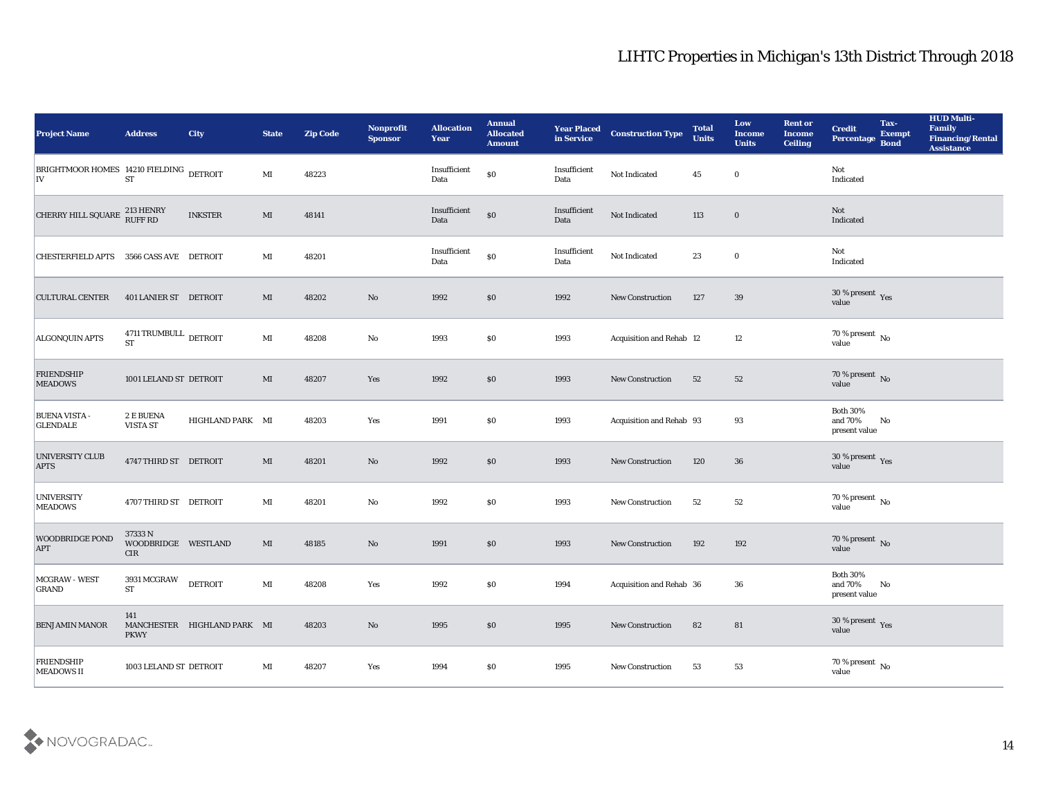# LIHTC Properties in Michigan's 13th District Through 2018

| Project Name | Address | City | State | Zip Code | Nonprofit Sponsor | Allocation Year | Annual Allocated Amount | Year Placed in Service | Construction Type | Total Units | Low Income Units | Rent or Income Ceiling | Credit Percentage | Tax-Exempt Bond | HUD Multi-Family Financing/Rental Assistance |
|---|---|---|---|---|---|---|---|---|---|---|---|---|---|---|---|
| BRIGHTMOOR HOMES IV | 14210 FIELDING ST | DETROIT | MI | 48223 | | Insufficient Data | $0 | Insufficient Data | Not Indicated | 45 | 0 | | Not Indicated | | |
| CHERRY HILL SQUARE | 213 HENRY RUFF RD | INKSTER | MI | 48141 | | Insufficient Data | $0 | Insufficient Data | Not Indicated | 113 | 0 | | Not Indicated | | |
| CHESTERFIELD APTS | 3566 CASS AVE | DETROIT | MI | 48201 | | Insufficient Data | $0 | Insufficient Data | Not Indicated | 23 | 0 | | Not Indicated | | |
| CULTURAL CENTER | 401 LANIER ST | DETROIT | MI | 48202 | No | 1992 | $0 | 1992 | New Construction | 127 | 39 | | 30 % present value | Yes | |
| ALGONQUIN APTS | 4711 TRUMBULL ST | DETROIT | MI | 48208 | No | 1993 | $0 | 1993 | Acquisition and Rehab | 12 | 12 | | 70 % present value | No | |
| FRIENDSHIP MEADOWS | 1001 LELAND ST | DETROIT | MI | 48207 | Yes | 1992 | $0 | 1993 | New Construction | 52 | 52 | | 70 % present value | No | |
| BUENA VISTA - GLENDALE | 2 E BUENA VISTA ST | HIGHLAND PARK | MI | 48203 | Yes | 1991 | $0 | 1993 | Acquisition and Rehab | 93 | 93 | | Both 30% and 70% present value | No | |
| UNIVERSITY CLUB APTS | 4747 THIRD ST | DETROIT | MI | 48201 | No | 1992 | $0 | 1993 | New Construction | 120 | 36 | | 30 % present value | Yes | |
| UNIVERSITY MEADOWS | 4707 THIRD ST | DETROIT | MI | 48201 | No | 1992 | $0 | 1993 | New Construction | 52 | 52 | | 70 % present value | No | |
| WOODBRIDGE POND APT | 37333 N WOODBRIDGE CIR | WESTLAND | MI | 48185 | No | 1991 | $0 | 1993 | New Construction | 192 | 192 | | 70 % present value | No | |
| MCGRAW - WEST GRAND | 3931 MCGRAW ST | DETROIT | MI | 48208 | Yes | 1992 | $0 | 1994 | Acquisition and Rehab | 36 | 36 | | Both 30% and 70% present value | No | |
| BENJAMIN MANOR | 141 MANCHESTER PKWY | HIGHLAND PARK | MI | 48203 | No | 1995 | $0 | 1995 | New Construction | 82 | 81 | | 30 % present value | Yes | |
| FRIENDSHIP MEADOWS II | 1003 LELAND ST | DETROIT | MI | 48207 | Yes | 1994 | $0 | 1995 | New Construction | 53 | 53 | | 70 % present value | No | |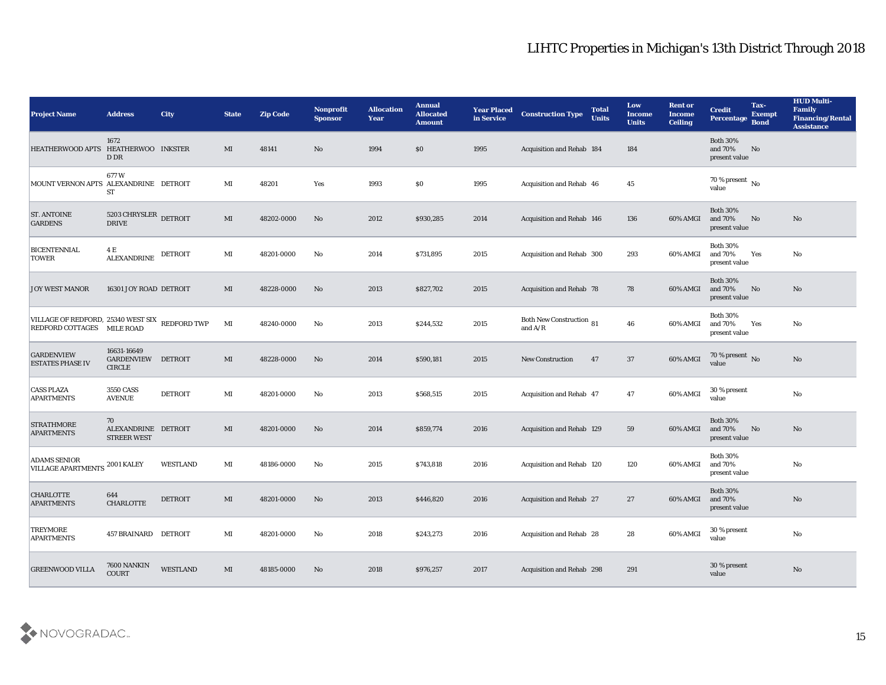# LIHTC Properties in Michigan's 13th District Through 2018

| Project Name | Address | City | State | Zip Code | Nonprofit Sponsor | Allocation Year | Annual Allocated Amount | Year Placed in Service | Construction Type | Total Units | Low Income Units | Rent or Income Ceiling | Credit Percentage | Tax-Exempt Bond | HUD Multi-Family Financing/Rental Assistance |
|---|---|---|---|---|---|---|---|---|---|---|---|---|---|---|---|
| HEATHERWOOD APTS | 1672 HEATHERWOOD DR | INKSTER | MI | 48141 | No | 1994 | $0 | 1995 | Acquisition and Rehab | 184 | 184 | | Both 30% and 70% present value | No | |
| MOUNT VERNON APTS | 677 W ALEXANDRINE ST | DETROIT | MI | 48201 | Yes | 1993 | $0 | 1995 | Acquisition and Rehab | 46 | 45 | | 70 % present value | No | |
| ST. ANTOINE GARDENS | 5203 CHRYSLER DRIVE | DETROIT | MI | 48202-0000 | No | 2012 | $930,285 | 2014 | Acquisition and Rehab | 146 | 136 | 60% AMGI | Both 30% and 70% present value | No | No |
| BICENTENNIAL TOWER | 4 E ALEXANDRINE | DETROIT | MI | 48201-0000 | No | 2014 | $731,895 | 2015 | Acquisition and Rehab | 300 | 293 | 60% AMGI | Both 30% and 70% present value | Yes | No |
| JOY WEST MANOR | 16301 JOY ROAD | DETROIT | MI | 48228-0000 | No | 2013 | $827,702 | 2015 | Acquisition and Rehab | 78 | 78 | 60% AMGI | Both 30% and 70% present value | No | No |
| VILLAGE OF REDFORD, REDFORD COTTAGES | 25340 WEST SIX MILE ROAD | REDFORD TWP | MI | 48240-0000 | No | 2013 | $244,532 | 2015 | Both New Construction and A/R | 81 | 46 | 60% AMGI | Both 30% and 70% present value | Yes | No |
| GARDENVIEW ESTATES PHASE IV | 16631-16649 GARDENVIEW CIRCLE | DETROIT | MI | 48228-0000 | No | 2014 | $590,181 | 2015 | New Construction | 47 | 37 | 60% AMGI | 70 % present value | No | No |
| CASS PLAZA APARTMENTS | 3550 CASS AVENUE | DETROIT | MI | 48201-0000 | No | 2013 | $568,515 | 2015 | Acquisition and Rehab | 47 | 47 | 60% AMGI | 30 % present value | | No |
| STRATHMORE APARTMENTS | 70 ALEXANDRINE STREER WEST | DETROIT | MI | 48201-0000 | No | 2014 | $859,774 | 2016 | Acquisition and Rehab | 129 | 59 | 60% AMGI | Both 30% and 70% present value | No | No |
| ADAMS SENIOR VILLAGE APARTMENTS | 2001 KALEY | WESTLAND | MI | 48186-0000 | No | 2015 | $743,818 | 2016 | Acquisition and Rehab | 120 | 120 | 60% AMGI | Both 30% and 70% present value | | No |
| CHARLOTTE APARTMENTS | 644 CHARLOTTE | DETROIT | MI | 48201-0000 | No | 2013 | $446,820 | 2016 | Acquisition and Rehab | 27 | 27 | 60% AMGI | Both 30% and 70% present value | | No |
| TREYMORE APARTMENTS | 457 BRAINARD | DETROIT | MI | 48201-0000 | No | 2018 | $243,273 | 2016 | Acquisition and Rehab | 28 | 28 | 60% AMGI | 30 % present value | | No |
| GREENWOOD VILLA | 7600 NANKIN COURT | WESTLAND | MI | 48185-0000 | No | 2018 | $976,257 | 2017 | Acquisition and Rehab | 298 | 291 | | 30 % present value | | No |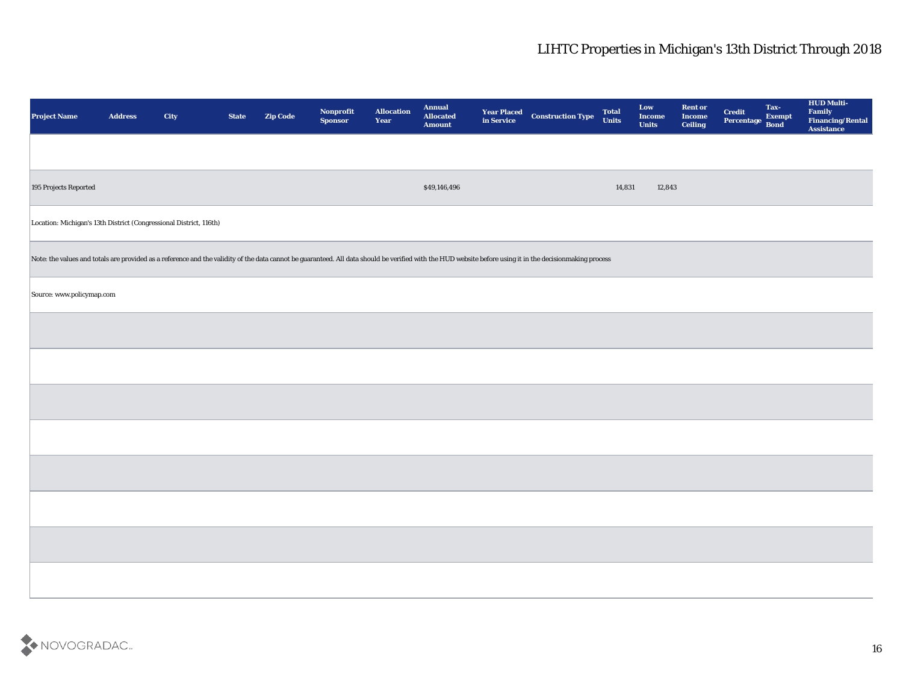# LIHTC Properties in Michigan's 13th District Through 2018

| Project Name | Address | City | State | Zip Code | Nonprofit Sponsor | Allocation Year | Annual Allocated Amount | Year Placed in Service | Construction Type | Total Units | Low Income Units | Rent or Income Ceiling | Credit Percentage | Tax-Exempt Bond | HUD Multi-Family Financing/Rental Assistance |
|---|---|---|---|---|---|---|---|---|---|---|---|---|---|---|---|
| | | | | | | | | | | | | | | | |
| 195 Projects Reported | | | | | | | $49,146,496 | | | 14,831 | 12,843 | | | | |
| Location: Michigan's 13th District (Congressional District, 116th) | | | | | | | | | | | | | | | |
| Note: the values and totals are provided as a reference and the validity of the data cannot be guaranteed. All data should be verified with the HUD website before using it in the decisionmaking process | | | | | | | | | | | | | | | |
| Source: www.policymap.com | | | | | | | | | | | | | | | |